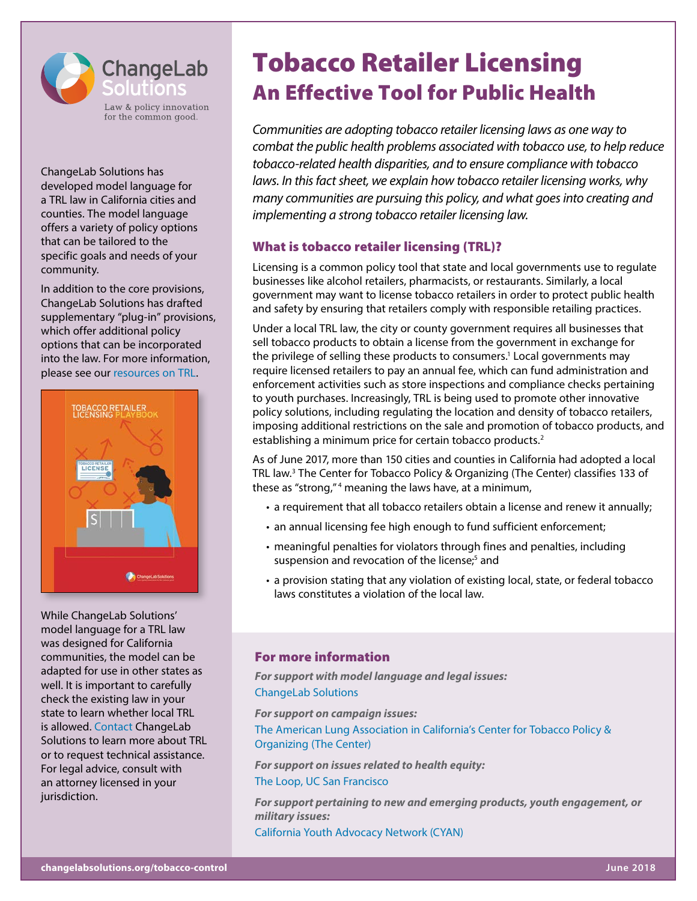ChangeLab Solutions

Law & policy innovation for the common good.

# Tobacco Retailer Licensing
## An Effective Tool for Public Health

*Communities are adopting tobacco retailer licensing laws as one way to combat the public health problems associated with tobacco use, to help reduce tobacco-related health disparities, and to ensure compliance with tobacco laws. In this fact sheet, we explain how tobacco retailer licensing works, why many communities are pursuing this policy, and what goes into creating and implementing a strong tobacco retailer licensing law.*

### What is tobacco retailer licensing (TRL)?

Licensing is a common policy tool that state and local governments use to regulate businesses like alcohol retailers, pharmacists, or restaurants. Similarly, a local government may want to license tobacco retailers in order to protect public health and safety by ensuring that retailers comply with responsible retailing practices.

Under a local TRL law, the city or county government requires all businesses that sell tobacco products to obtain a license from the government in exchange for the privilege of selling these products to consumers.[1] Local governments may require licensed retailers to pay an annual fee, which can fund administration and enforcement activities such as store inspections and compliance checks pertaining to youth purchases. Increasingly, TRL is being used to promote other innovative policy solutions, including regulating the location and density of tobacco retailers, imposing additional restrictions on the sale and promotion of tobacco products, and establishing a minimum price for certain tobacco products.[2]

As of June 2017, more than 150 cities and counties in California had adopted a local TRL law.[3] The Center for Tobacco Policy & Organizing (The Center) classifies 133 of these as "strong,"[4] meaning the laws have, at a minimum,

- a requirement that all tobacco retailers obtain a license and renew it annually;
- an annual licensing fee high enough to fund sufficient enforcement;
- meaningful penalties for violators through fines and penalties, including suspension and revocation of the license;[5] and
- a provision stating that any violation of existing local, state, or federal tobacco laws constitutes a violation of the local law.

ChangeLab Solutions has developed model language for a TRL law in California cities and counties. The model language offers a variety of policy options that can be tailored to the specific goals and needs of your community.

In addition to the core provisions, ChangeLab Solutions has drafted supplementary "plug-in" provisions, which offer additional policy options that can be incorporated into the law. For more information, please see our resources on TRL.

While ChangeLab Solutions' model language for a TRL law was designed for California communities, the model can be adapted for use in other states as well. It is important to carefully check the existing law in your state to learn whether local TRL is allowed. Contact ChangeLab Solutions to learn more about TRL or to request technical assistance. For legal advice, consult with an attorney licensed in your jurisdiction.

### For more information

***For support with model language and legal issues:***
ChangeLab Solutions

***For support on campaign issues:***
The American Lung Association in California's Center for Tobacco Policy & Organizing (The Center)

***For support on issues related to health equity:***
The Loop, UC San Francisco

***For support pertaining to new and emerging products, youth engagement, or military issues:***
California Youth Advocacy Network (CYAN)

changelabsolutions.org/tobacco-control

June 2018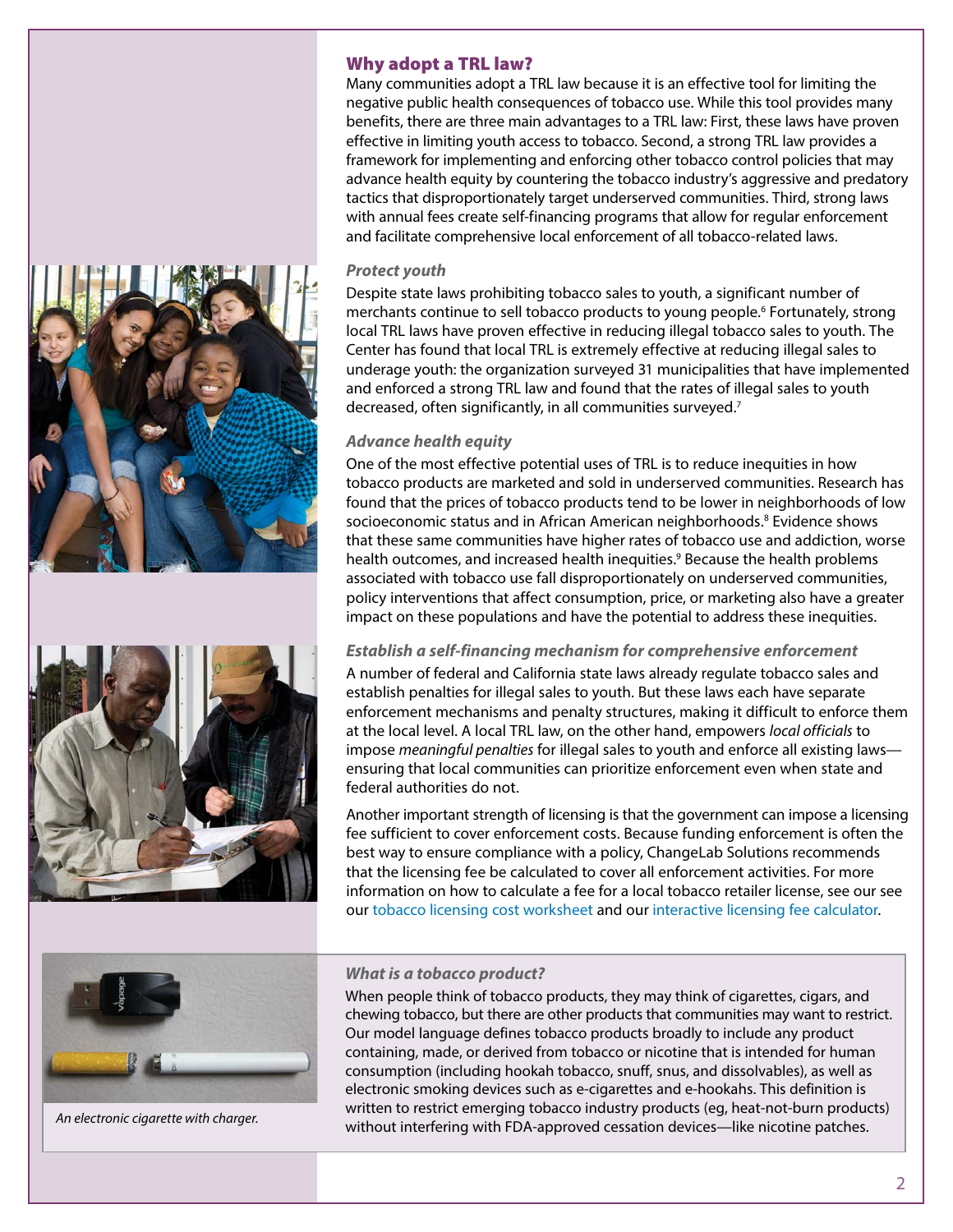## Why adopt a TRL law?

Many communities adopt a TRL law because it is an effective tool for limiting the negative public health consequences of tobacco use. While this tool provides many benefits, there are three main advantages to a TRL law: First, these laws have proven effective in limiting youth access to tobacco. Second, a strong TRL law provides a framework for implementing and enforcing other tobacco control policies that may advance health equity by countering the tobacco industry's aggressive and predatory tactics that disproportionately target underserved communities. Third, strong laws with annual fees create self-financing programs that allow for regular enforcement and facilitate comprehensive local enforcement of all tobacco-related laws.

### *Protect youth*

Despite state laws prohibiting tobacco sales to youth, a significant number of merchants continue to sell tobacco products to young people.[6] Fortunately, strong local TRL laws have proven effective in reducing illegal tobacco sales to youth. The Center has found that local TRL is extremely effective at reducing illegal sales to underage youth: the organization surveyed 31 municipalities that have implemented and enforced a strong TRL law and found that the rates of illegal sales to youth decreased, often significantly, in all communities surveyed.[7]

### *Advance health equity*

One of the most effective potential uses of TRL is to reduce inequities in how tobacco products are marketed and sold in underserved communities. Research has found that the prices of tobacco products tend to be lower in neighborhoods of low socioeconomic status and in African American neighborhoods.[8] Evidence shows that these same communities have higher rates of tobacco use and addiction, worse health outcomes, and increased health inequities.[9] Because the health problems associated with tobacco use fall disproportionately on underserved communities, policy interventions that affect consumption, price, or marketing also have a greater impact on these populations and have the potential to address these inequities.

### *Establish a self-financing mechanism for comprehensive enforcement*

A number of federal and California state laws already regulate tobacco sales and establish penalties for illegal sales to youth. But these laws each have separate enforcement mechanisms and penalty structures, making it difficult to enforce them at the local level. A local TRL law, on the other hand, empowers *local officials* to impose *meaningful penalties* for illegal sales to youth and enforce all existing laws—ensuring that local communities can prioritize enforcement even when state and federal authorities do not.

Another important strength of licensing is that the government can impose a licensing fee sufficient to cover enforcement costs. Because funding enforcement is often the best way to ensure compliance with a policy, ChangeLab Solutions recommends that the licensing fee be calculated to cover all enforcement activities. For more information on how to calculate a fee for a local tobacco retailer license, see our see our tobacco licensing cost worksheet and our interactive licensing fee calculator.

### *What is a tobacco product?*

When people think of tobacco products, they may think of cigarettes, cigars, and chewing tobacco, but there are other products that communities may want to restrict. Our model language defines tobacco products broadly to include any product containing, made, or derived from tobacco or nicotine that is intended for human consumption (including hookah tobacco, snuff, snus, and dissolvables), as well as electronic smoking devices such as e-cigarettes and e-hookahs. This definition is written to restrict emerging tobacco industry products (eg, heat-not-burn products) without interfering with FDA-approved cessation devices—like nicotine patches.

*An electronic cigarette with charger.*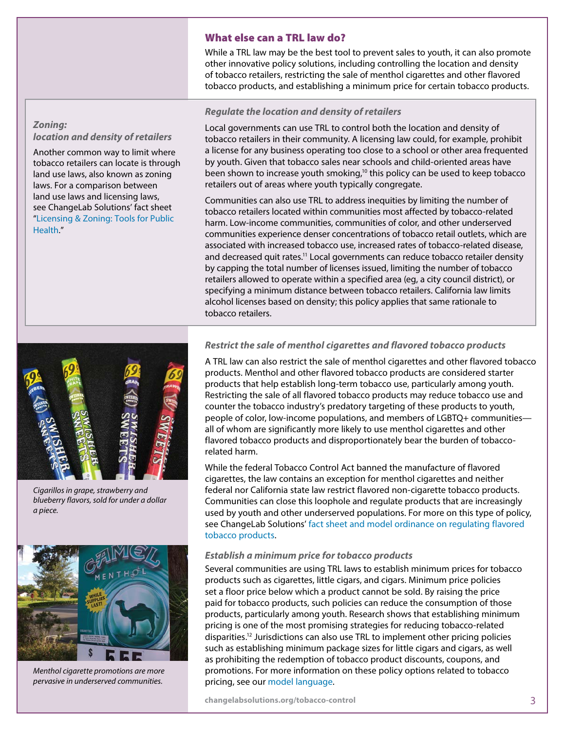## What else can a TRL law do?

While a TRL law may be the best tool to prevent sales to youth, it can also promote other innovative policy solutions, including controlling the location and density of tobacco retailers, restricting the sale of menthol cigarettes and other flavored tobacco products, and establishing a minimum price for certain tobacco products.

### *Regulate the location and density of retailers*

Local governments can use TRL to control both the location and density of tobacco retailers in their community. A licensing law could, for example, prohibit a license for any business operating too close to a school or other area frequented by youth. Given that tobacco sales near schools and child-oriented areas have been shown to increase youth smoking,[10] this policy can be used to keep tobacco retailers out of areas where youth typically congregate.

Communities can also use TRL to address inequities by limiting the number of tobacco retailers located within communities most affected by tobacco-related harm. Low-income communities, communities of color, and other underserved communities experience denser concentrations of tobacco retail outlets, which are associated with increased tobacco use, increased rates of tobacco-related disease, and decreased quit rates.[11] Local governments can reduce tobacco retailer density by capping the total number of licenses issued, limiting the number of tobacco retailers allowed to operate within a specified area (eg, a city council district), or specifying a minimum distance between tobacco retailers. California law limits alcohol licenses based on density; this policy applies that same rationale to tobacco retailers.

***Zoning: location and density of retailers***

Another common way to limit where tobacco retailers can locate is through land use laws, also known as zoning laws. For a comparison between land use laws and licensing laws, see ChangeLab Solutions' fact sheet "Licensing & Zoning: Tools for Public Health."

### *Restrict the sale of menthol cigarettes and flavored tobacco products*

A TRL law can also restrict the sale of menthol cigarettes and other flavored tobacco products. Menthol and other flavored tobacco products are considered starter products that help establish long-term tobacco use, particularly among youth. Restricting the sale of all flavored tobacco products may reduce tobacco use and counter the tobacco industry's predatory targeting of these products to youth, people of color, low-income populations, and members of LGBTQ+ communities—all of whom are significantly more likely to use menthol cigarettes and other flavored tobacco products and disproportionately bear the burden of tobacco-related harm.

While the federal Tobacco Control Act banned the manufacture of flavored cigarettes, the law contains an exception for menthol cigarettes and neither federal nor California state law restrict flavored non-cigarette tobacco products. Communities can close this loophole and regulate products that are increasingly used by youth and other underserved populations. For more on this type of policy, see ChangeLab Solutions' fact sheet and model ordinance on regulating flavored tobacco products.

*Cigarillos in grape, strawberry and blueberry flavors, sold for under a dollar a piece.*

*Menthol cigarette promotions are more pervasive in underserved communities.*

### *Establish a minimum price for tobacco products*

Several communities are using TRL laws to establish minimum prices for tobacco products such as cigarettes, little cigars, and cigars. Minimum price policies set a floor price below which a product cannot be sold. By raising the price paid for tobacco products, such policies can reduce the consumption of those products, particularly among youth. Research shows that establishing minimum pricing is one of the most promising strategies for reducing tobacco-related disparities.[12] Jurisdictions can also use TRL to implement other pricing policies such as establishing minimum package sizes for little cigars and cigars, as well as prohibiting the redemption of tobacco product discounts, coupons, and promotions. For more information on these policy options related to tobacco pricing, see our model language.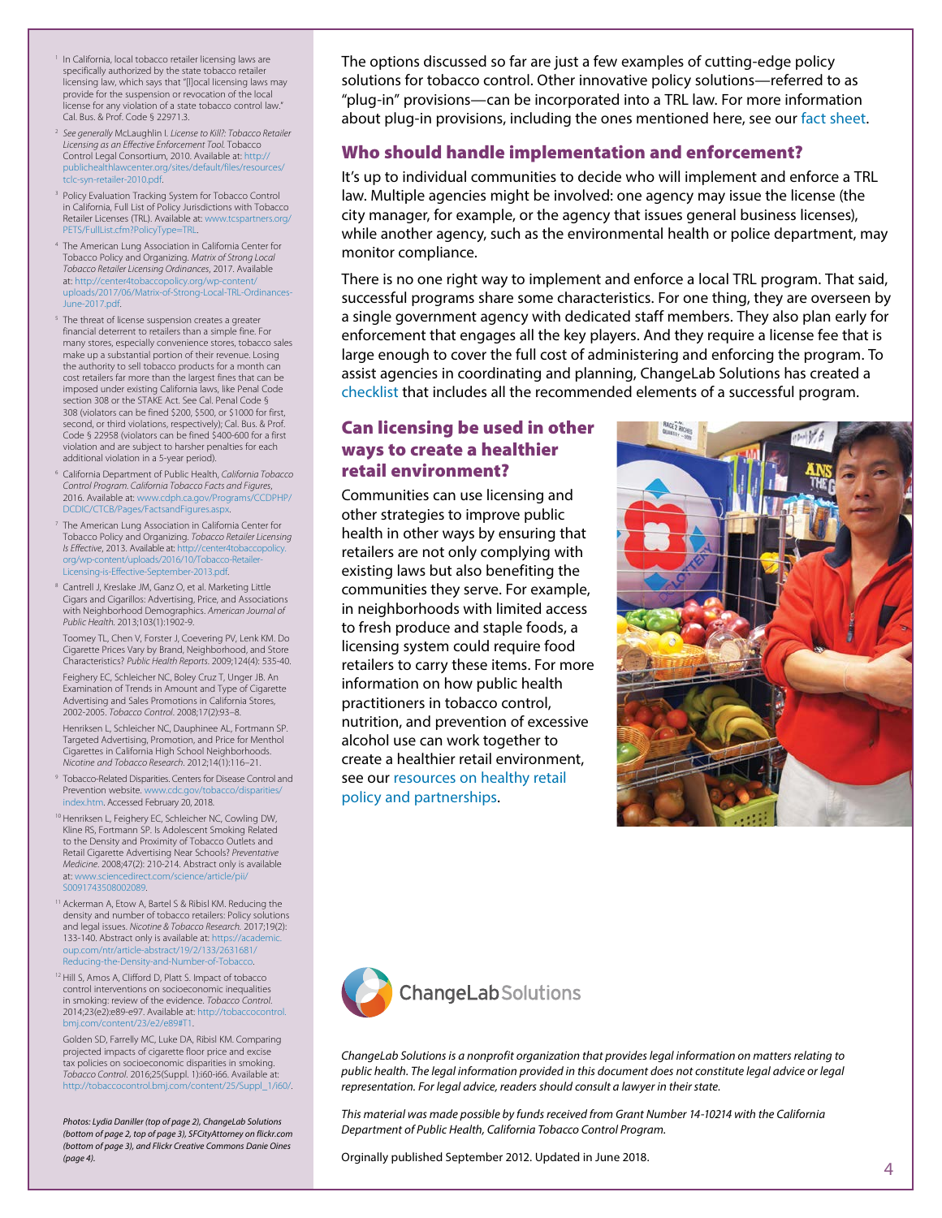The options discussed so far are just a few examples of cutting-edge policy solutions for tobacco control. Other innovative policy solutions—referred to as "plug-in" provisions—can be incorporated into a TRL law. For more information about plug-in provisions, including the ones mentioned here, see our fact sheet.

## Who should handle implementation and enforcement?

It's up to individual communities to decide who will implement and enforce a TRL law. Multiple agencies might be involved: one agency may issue the license (the city manager, for example, or the agency that issues general business licenses), while another agency, such as the environmental health or police department, may monitor compliance.

There is no one right way to implement and enforce a local TRL program. That said, successful programs share some characteristics. For one thing, they are overseen by a single government agency with dedicated staff members. They also plan early for enforcement that engages all the key players. And they require a license fee that is large enough to cover the full cost of administering and enforcing the program. To assist agencies in coordinating and planning, ChangeLab Solutions has created a checklist that includes all the recommended elements of a successful program.

## Can licensing be used in other ways to create a healthier retail environment?

Communities can use licensing and other strategies to improve public health in other ways by ensuring that retailers are not only complying with existing laws but also benefiting the communities they serve. For example, in neighborhoods with limited access to fresh produce and staple foods, a licensing system could require food retailers to carry these items. For more information on how public health practitioners in tobacco control, nutrition, and prevention of excessive alcohol use can work together to create a healthier retail environment, see our resources on healthy retail policy and partnerships.

ChangeLab Solutions

*ChangeLab Solutions is a nonprofit organization that provides legal information on matters relating to public health. The legal information provided in this document does not constitute legal advice or legal representation. For legal advice, readers should consult a lawyer in their state.*

*This material was made possible by funds received from Grant Number 14-10214 with the California Department of Public Health, California Tobacco Control Program.*

Orginally published September 2012. Updated in June 2018.

---

1. In California, local tobacco retailer licensing laws are specifically authorized by the state tobacco retailer licensing law, which says that "[l]ocal licensing laws may provide for the suspension or revocation of the local license for any violation of a state tobacco control law." Cal. Bus. & Prof. Code § 22971.3.
2. *See generally* McLaughlin I. *License to Kill?: Tobacco Retailer Licensing as an Effective Enforcement Tool.* Tobacco Control Legal Consortium, 2010. Available at: http://publichealthlawcenter.org/sites/default/files/resources/tclc-syn-retailer-2010.pdf.
3. Policy Evaluation Tracking System for Tobacco Control in California, Full List of Policy Jurisdictions with Tobacco Retailer Licenses (TRL). Available at: www.tcspartners.org/PETS/FullList.cfm?PolicyType=TRL.
4. The American Lung Association in California Center for Tobacco Policy and Organizing. *Matrix of Strong Local Tobacco Retailer Licensing Ordinances*, 2017. Available at: http://center4tobaccopolicy.org/wp-content/uploads/2017/06/Matrix-of-Strong-Local-TRL-Ordinances-June-2017.pdf.
5. The threat of license suspension creates a greater financial deterrent to retailers than a simple fine. For many stores, especially convenience stores, tobacco sales make up a substantial portion of their revenue. Losing the authority to sell tobacco products for a month can cost retailers far more than the largest fines that can be imposed under existing California laws, like Penal Code section 308 or the STAKE Act. See Cal. Penal Code § 308 (violators can be fined $200, $500, or $1000 for first, second, or third violations, respectively); Cal. Bus. & Prof. Code § 22958 (violators can be fined $400-600 for a first violation and are subject to harsher penalties for each additional violation in a 5-year period).
6. California Department of Public Health, *California Tobacco Control Program. California Tobacco Facts and Figures*, 2016. Available at: www.cdph.ca.gov/Programs/CCDPHP/DCDIC/CTCB/Pages/FactsandFigures.aspx.
7. The American Lung Association in California Center for Tobacco Policy and Organizing. *Tobacco Retailer Licensing Is Effective*, 2013. Available at: http://center4tobaccopolicy.org/wp-content/uploads/2016/10/Tobacco-Retailer-Licensing-is-Effective-September-2013.pdf.
8. Cantrell J, Kreslake JM, Ganz O, et al. Marketing Little Cigars and Cigarillos: Advertising, Price, and Associations with Neighborhood Demographics. *American Journal of Public Health.* 2013;103(1):1902-9.

   Toomey TL, Chen V, Forster J, Coevering PV, Lenk KM. Do Cigarette Prices Vary by Brand, Neighborhood, and Store Characteristics? *Public Health Reports.* 2009;124(4): 535-40.

   Feighery EC, Schleicher NC, Boley Cruz T, Unger JB. An Examination of Trends in Amount and Type of Cigarette Advertising and Sales Promotions in California Stores, 2002-2005. *Tobacco Control.* 2008;17(2):93–8.

   Henriksen L, Schleicher NC, Dauphinee AL, Fortmann SP. Targeted Advertising, Promotion, and Price for Menthol Cigarettes in California High School Neighborhoods. *Nicotine and Tobacco Research.* 2012;14(1):116–21.
9. Tobacco-Related Disparities. Centers for Disease Control and Prevention website. www.cdc.gov/tobacco/disparities/index.htm. Accessed February 20, 2018.
10. Henriksen L, Feighery EC, Schleicher NC, Cowling DW, Kline RS, Fortmann SP. Is Adolescent Smoking Related to the Density and Proximity of Tobacco Outlets and Retail Cigarette Advertising Near Schools? *Preventative Medicine.* 2008;47(2): 210-214. Abstract only is available at: www.sciencedirect.com/science/article/pii/S0091743508002089.
11. Ackerman A, Etow A, Bartel S & Ribisl KM. Reducing the density and number of tobacco retailers: Policy solutions and legal issues. *Nicotine & Tobacco Research.* 2017;19(2): 133-140. Abstract only is available at: https://academic.oup.com/ntr/article-abstract/19/2/133/2631681/Reducing-the-Density-and-Number-of-Tobacco.
12. Hill S, Amos A, Clifford D, Platt S. Impact of tobacco control interventions on socioeconomic inequalities in smoking: review of the evidence. *Tobacco Control.* 2014;23(e2):e89-e97. Available at: http://tobaccocontrol.bmj.com/content/23/e2/e89#T1.

    Golden SD, Farrelly MC, Luke DA, Ribisl KM. Comparing projected impacts of cigarette floor price and excise tax policies on socioeconomic disparities in smoking. *Tobacco Control.* 2016;25(Suppl. 1):i60-i66. Available at: http://tobaccocontrol.bmj.com/content/25/Suppl_1/i60/.

*Photos: Lydia Daniller (top of page 2), ChangeLab Solutions (bottom of page 2, top of page 3), SFCityAttorney on flickr.com (bottom of page 3), and Flickr Creative Commons Danie Oines (page 4).*